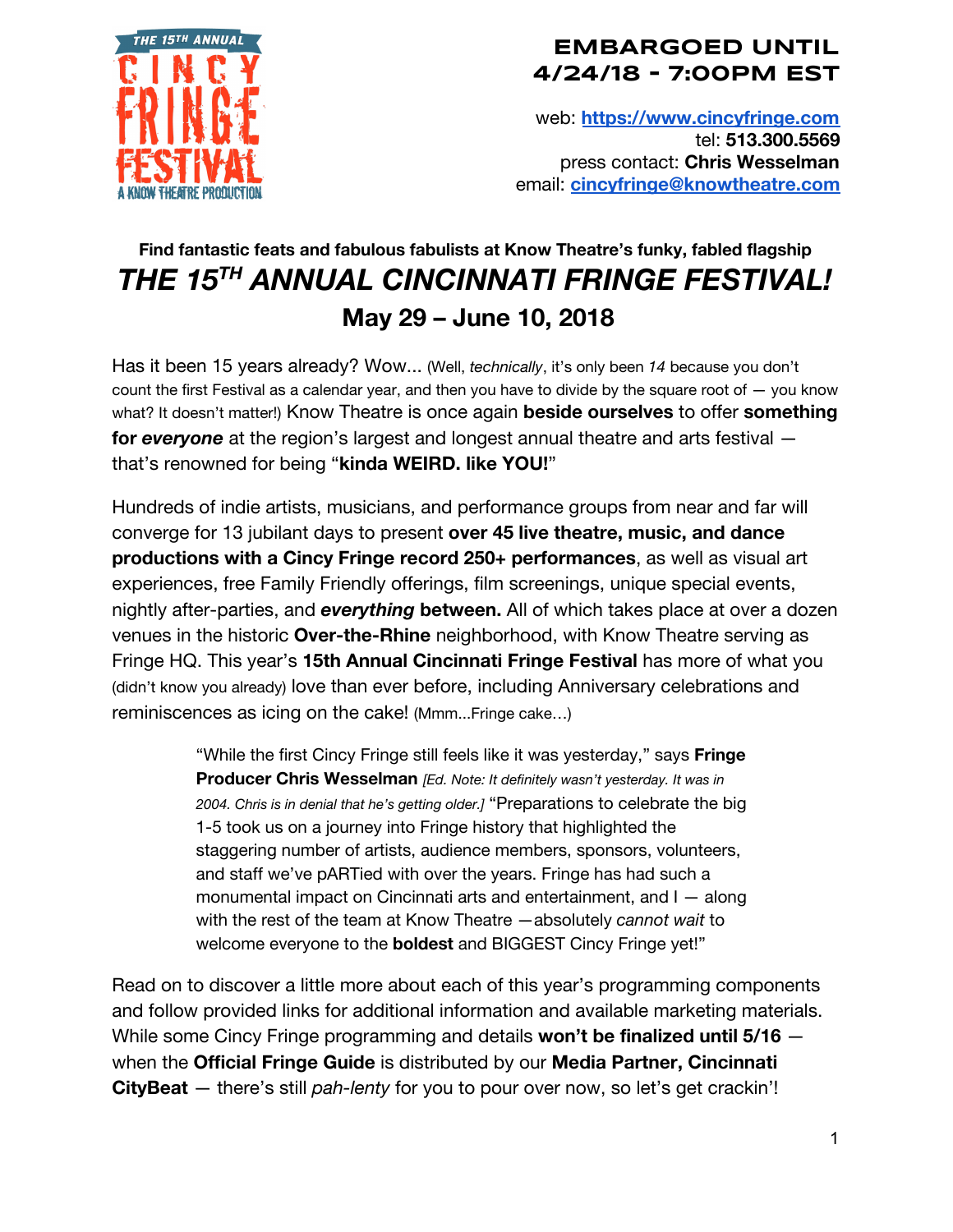THE 15TH ANNUAL CINCY FRINGE FESTIVAL
A KNOW THEATRE PRODUCTION

**EMBARGOED UNTIL 4/24/18 - 7:00PM EST**

web: **https://www.cincyfringe.com**
tel: **513.300.5569**
press contact: **Chris Wesselman**
email: **cincyfringe@knowtheatre.com**

**Find fantastic feats and fabulous fabulists at Know Theatre's funky, fabled flagship**

# *THE 15TH ANNUAL CINCINNATI FRINGE FESTIVAL!*

## May 29 – June 10, 2018

Has it been 15 years already? Wow... (Well, *technically*, it's only been *14* because you don't count the first Festival as a calendar year, and then you have to divide by the square root of — you know what? It doesn't matter!) Know Theatre is once again **beside ourselves** to offer **something for *everyone*** at the region's largest and longest annual theatre and arts festival — that's renowned for being "**kinda WEIRD. like YOU!**"

Hundreds of indie artists, musicians, and performance groups from near and far will converge for 13 jubilant days to present **over 45 live theatre, music, and dance productions with a Cincy Fringe record 250+ performances**, as well as visual art experiences, free Family Friendly offerings, film screenings, unique special events, nightly after-parties, and ***everything* between.** All of which takes place at over a dozen venues in the historic **Over-the-Rhine** neighborhood, with Know Theatre serving as Fringe HQ. This year's **15th Annual Cincinnati Fringe Festival** has more of what you (didn't know you already) love than ever before, including Anniversary celebrations and reminiscences as icing on the cake! (Mmm...Fringe cake...)

> "While the first Cincy Fringe still feels like it was yesterday," says **Fringe Producer Chris Wesselman** *[Ed. Note: It definitely wasn't yesterday. It was in 2004. Chris is in denial that he's getting older.]* "Preparations to celebrate the big 1-5 took us on a journey into Fringe history that highlighted the staggering number of artists, audience members, sponsors, volunteers, and staff we've pARTied with over the years. Fringe has had such a monumental impact on Cincinnati arts and entertainment, and I — along with the rest of the team at Know Theatre —absolutely *cannot wait* to welcome everyone to the **boldest** and BIGGEST Cincy Fringe yet!"

Read on to discover a little more about each of this year's programming components and follow provided links for additional information and available marketing materials. While some Cincy Fringe programming and details **won't be finalized until 5/16** — when the **Official Fringe Guide** is distributed by our **Media Partner, Cincinnati CityBeat** — there's still *pah-lenty* for you to pour over now, so let's get crackin'!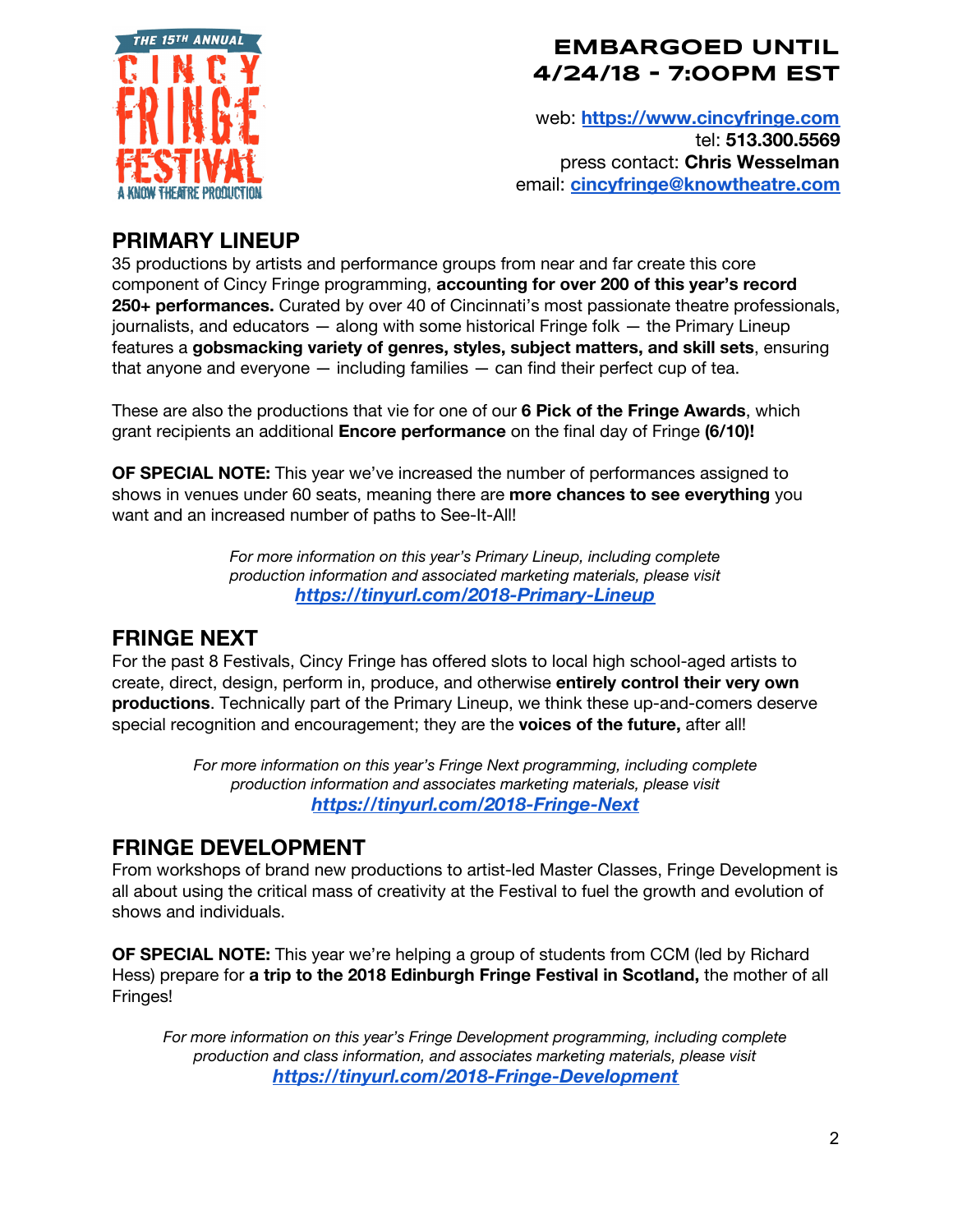**EMBARGOED UNTIL 4/24/18 - 7:00PM EST**

web: **https://www.cincyfringe.com**
tel: **513.300.5569**
press contact: **Chris Wesselman**
email: **cincyfringe@knowtheatre.com**

## PRIMARY LINEUP

35 productions by artists and performance groups from near and far create this core component of Cincy Fringe programming, **accounting for over 200 of this year's record 250+ performances.** Curated by over 40 of Cincinnati's most passionate theatre professionals, journalists, and educators — along with some historical Fringe folk — the Primary Lineup features a **gobsmacking variety of genres, styles, subject matters, and skill sets**, ensuring that anyone and everyone — including families — can find their perfect cup of tea.

These are also the productions that vie for one of our **6 Pick of the Fringe Awards**, which grant recipients an additional **Encore performance** on the final day of Fringe **(6/10)!**

**OF SPECIAL NOTE:** This year we've increased the number of performances assigned to shows in venues under 60 seats, meaning there are **more chances to see everything** you want and an increased number of paths to See-It-All!

*For more information on this year's Primary Lineup, including complete production information and associated marketing materials, please visit* ***https://tinyurl.com/2018-Primary-Lineup***

## FRINGE NEXT

For the past 8 Festivals, Cincy Fringe has offered slots to local high school-aged artists to create, direct, design, perform in, produce, and otherwise **entirely control their very own productions**. Technically part of the Primary Lineup, we think these up-and-comers deserve special recognition and encouragement; they are the **voices of the future,** after all!

*For more information on this year's Fringe Next programming, including complete production information and associates marketing materials, please visit* ***https://tinyurl.com/2018-Fringe-Next***

## FRINGE DEVELOPMENT

From workshops of brand new productions to artist-led Master Classes, Fringe Development is all about using the critical mass of creativity at the Festival to fuel the growth and evolution of shows and individuals.

**OF SPECIAL NOTE:** This year we're helping a group of students from CCM (led by Richard Hess) prepare for **a trip to the 2018 Edinburgh Fringe Festival in Scotland,** the mother of all Fringes!

*For more information on this year's Fringe Development programming, including complete production and class information, and associates marketing materials, please visit* ***https://tinyurl.com/2018-Fringe-Development***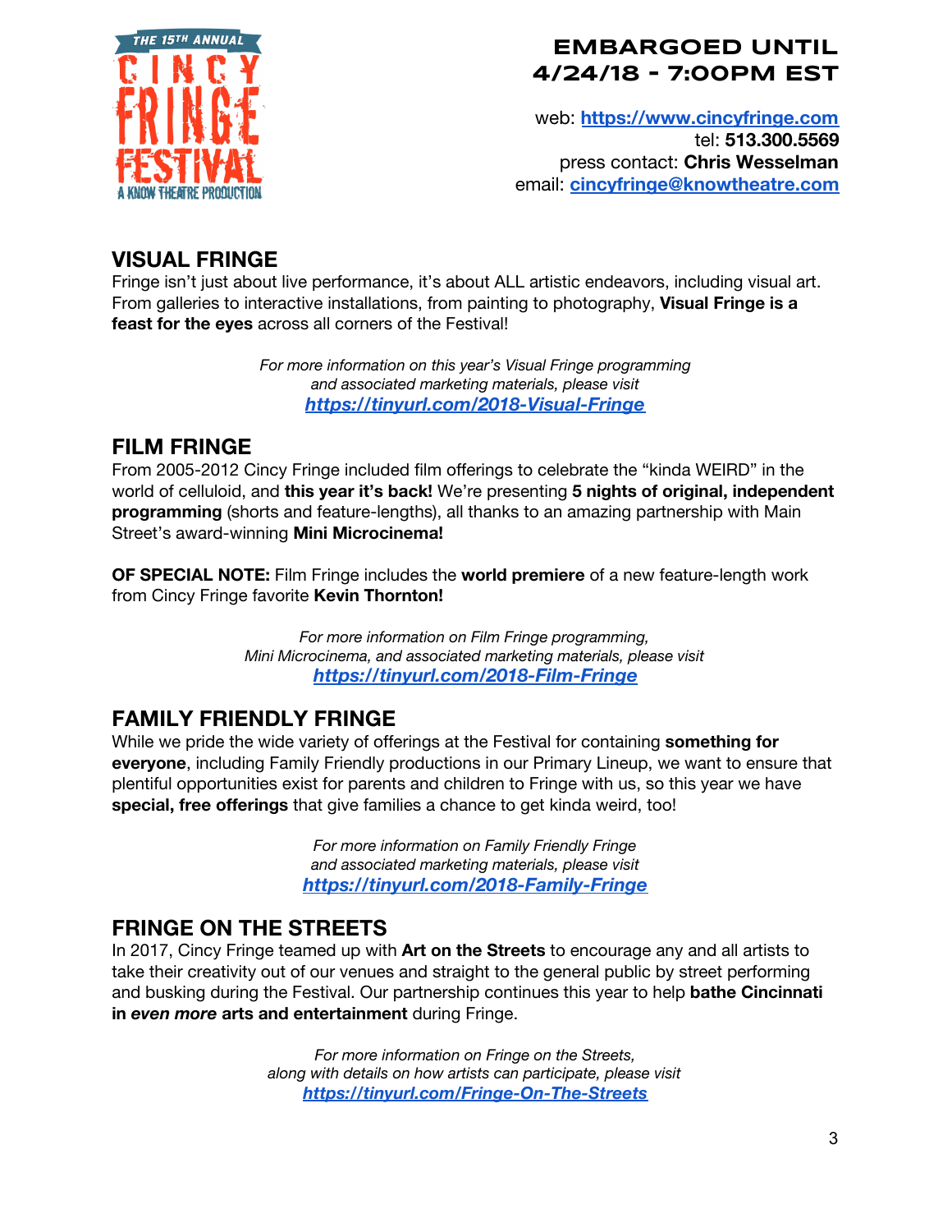**EMBARGOED UNTIL 4/24/18 - 7:00PM EST**

web: **https://www.cincyfringe.com**
tel: **513.300.5569**
press contact: **Chris Wesselman**
email: **cincyfringe@knowtheatre.com**

## VISUAL FRINGE

Fringe isn't just about live performance, it's about ALL artistic endeavors, including visual art. From galleries to interactive installations, from painting to photography, **Visual Fringe is a feast for the eyes** across all corners of the Festival!

*For more information on this year's Visual Fringe programming and associated marketing materials, please visit* ***https://tinyurl.com/2018-Visual-Fringe***

## FILM FRINGE

From 2005-2012 Cincy Fringe included film offerings to celebrate the "kinda WEIRD" in the world of celluloid, and **this year it's back!** We're presenting **5 nights of original, independent programming** (shorts and feature-lengths), all thanks to an amazing partnership with Main Street's award-winning **Mini Microcinema!**

**OF SPECIAL NOTE:** Film Fringe includes the **world premiere** of a new feature-length work from Cincy Fringe favorite **Kevin Thornton!**

*For more information on Film Fringe programming, Mini Microcinema, and associated marketing materials, please visit* ***https://tinyurl.com/2018-Film-Fringe***

## FAMILY FRIENDLY FRINGE

While we pride the wide variety of offerings at the Festival for containing **something for everyone**, including Family Friendly productions in our Primary Lineup, we want to ensure that plentiful opportunities exist for parents and children to Fringe with us, so this year we have **special, free offerings** that give families a chance to get kinda weird, too!

*For more information on Family Friendly Fringe and associated marketing materials, please visit* ***https://tinyurl.com/2018-Family-Fringe***

## FRINGE ON THE STREETS

In 2017, Cincy Fringe teamed up with **Art on the Streets** to encourage any and all artists to take their creativity out of our venues and straight to the general public by street performing and busking during the Festival. Our partnership continues this year to help **bathe Cincinnati in *even more* arts and entertainment** during Fringe.

*For more information on Fringe on the Streets, along with details on how artists can participate, please visit* ***https://tinyurl.com/Fringe-On-The-Streets***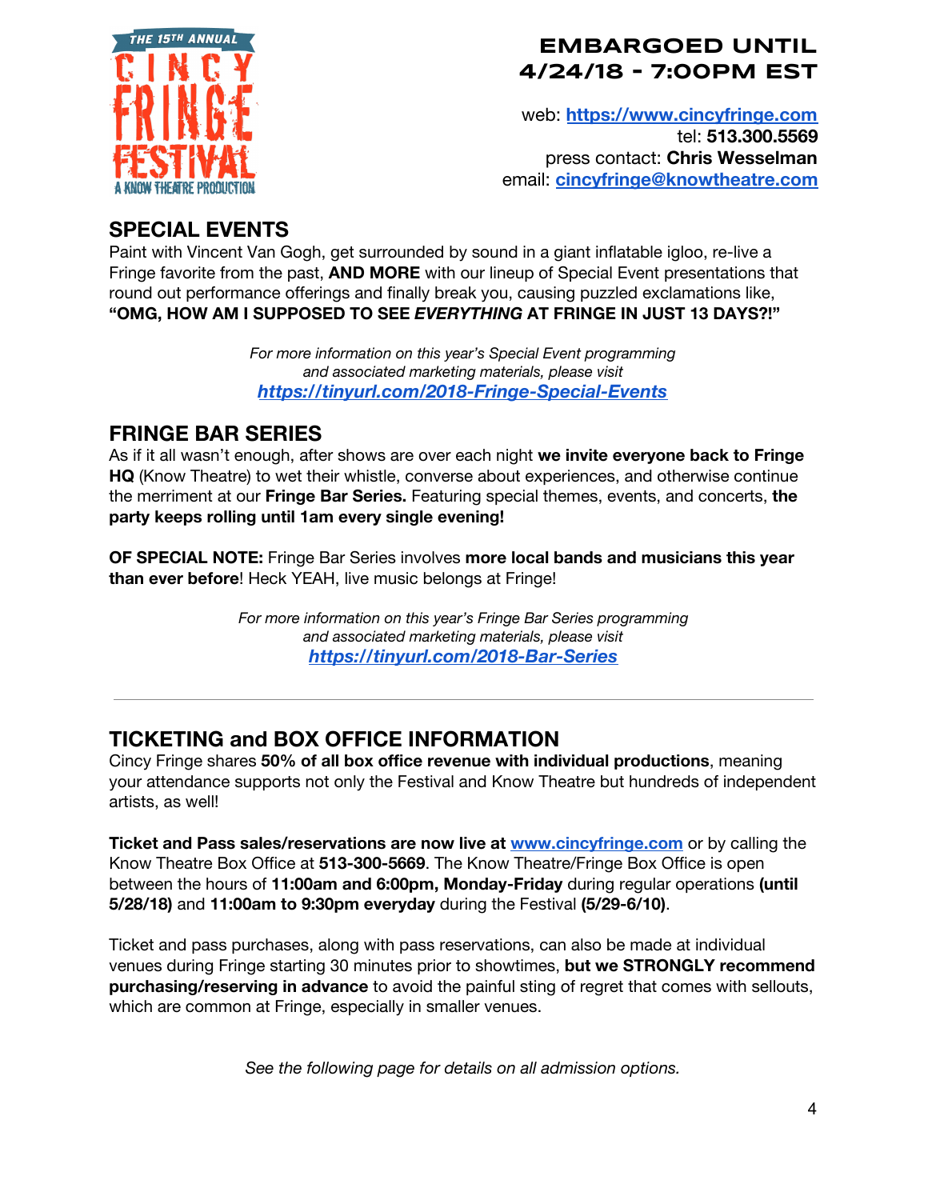**THE 15TH ANNUAL CINCY FRINGE FESTIVAL**
A KNOW THEATRE PRODUCTION

**EMBARGOED UNTIL 4/24/18 - 7:00PM EST**

web: **https://www.cincyfringe.com**
tel: **513.300.5569**
press contact: **Chris Wesselman**
email: **cincyfringe@knowtheatre.com**

## SPECIAL EVENTS

Paint with Vincent Van Gogh, get surrounded by sound in a giant inflatable igloo, re-live a Fringe favorite from the past, **AND MORE** with our lineup of Special Event presentations that round out performance offerings and finally break you, causing puzzled exclamations like, **"OMG, HOW AM I SUPPOSED TO SEE *EVERYTHING* AT FRINGE IN JUST 13 DAYS?!"**

*For more information on this year's Special Event programming and associated marketing materials, please visit* ***https://tinyurl.com/2018-Fringe-Special-Events***

## FRINGE BAR SERIES

As if it all wasn't enough, after shows are over each night **we invite everyone back to Fringe HQ** (Know Theatre) to wet their whistle, converse about experiences, and otherwise continue the merriment at our **Fringe Bar Series.** Featuring special themes, events, and concerts, **the party keeps rolling until 1am every single evening!**

**OF SPECIAL NOTE:** Fringe Bar Series involves **more local bands and musicians this year than ever before**! Heck YEAH, live music belongs at Fringe!

*For more information on this year's Fringe Bar Series programming and associated marketing materials, please visit* ***https://tinyurl.com/2018-Bar-Series***

---

## TICKETING and BOX OFFICE INFORMATION

Cincy Fringe shares **50% of all box office revenue with individual productions**, meaning your attendance supports not only the Festival and Know Theatre but hundreds of independent artists, as well!

**Ticket and Pass sales/reservations are now live at www.cincyfringe.com** or by calling the Know Theatre Box Office at **513-300-5669**. The Know Theatre/Fringe Box Office is open between the hours of **11:00am and 6:00pm, Monday-Friday** during regular operations **(until 5/28/18)** and **11:00am to 9:30pm everyday** during the Festival **(5/29-6/10)**.

Ticket and pass purchases, along with pass reservations, can also be made at individual venues during Fringe starting 30 minutes prior to showtimes, **but we STRONGLY recommend purchasing/reserving in advance** to avoid the painful sting of regret that comes with sellouts, which are common at Fringe, especially in smaller venues.

*See the following page for details on all admission options.*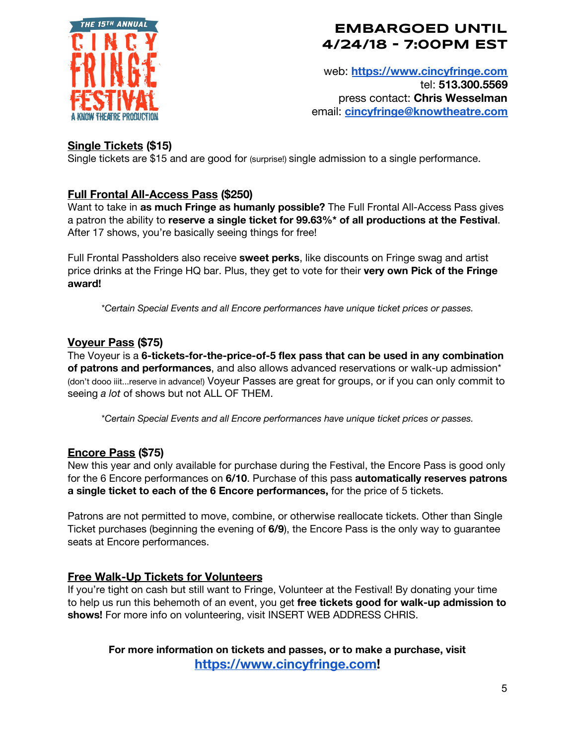**EMBARGOED UNTIL 4/24/18 - 7:00PM EST**

web: **https://www.cincyfringe.com**
tel: **513.300.5569**
press contact: **Chris Wesselman**
email: **cincyfringe@knowtheatre.com**

**Single Tickets ($15)**
Single tickets are $15 and are good for (surprise!) single admission to a single performance.

**Full Frontal All-Access Pass ($250)**
Want to take in **as much Fringe as humanly possible?** The Full Frontal All-Access Pass gives a patron the ability to **reserve a single ticket for 99.63%* of all productions at the Festival**. After 17 shows, you're basically seeing things for free!

Full Frontal Passholders also receive **sweet perks**, like discounts on Fringe swag and artist price drinks at the Fringe HQ bar. Plus, they get to vote for their **very own Pick of the Fringe award!**

*\*Certain Special Events and all Encore performances have unique ticket prices or passes.*

**Voyeur Pass ($75)**
The Voyeur is a **6-tickets-for-the-price-of-5 flex pass that can be used in any combination of patrons and performances**, and also allows advanced reservations or walk-up admission* (don't dooo iiit...reserve in advance!) Voyeur Passes are great for groups, or if you can only commit to seeing *a lot* of shows but not ALL OF THEM.

*\*Certain Special Events and all Encore performances have unique ticket prices or passes.*

**Encore Pass ($75)**
New this year and only available for purchase during the Festival, the Encore Pass is good only for the 6 Encore performances on **6/10**. Purchase of this pass **automatically reserves patrons a single ticket to each of the 6 Encore performances,** for the price of 5 tickets.

Patrons are not permitted to move, combine, or otherwise reallocate tickets. Other than Single Ticket purchases (beginning the evening of **6/9**), the Encore Pass is the only way to guarantee seats at Encore performances.

**Free Walk-Up Tickets for Volunteers**
If you're tight on cash but still want to Fringe, Volunteer at the Festival! By donating your time to help us run this behemoth of an event, you get **free tickets good for walk-up admission to shows!** For more info on volunteering, visit INSERT WEB ADDRESS CHRIS.

**For more information on tickets and passes, or to make a purchase, visit https://www.cincyfringe.com!**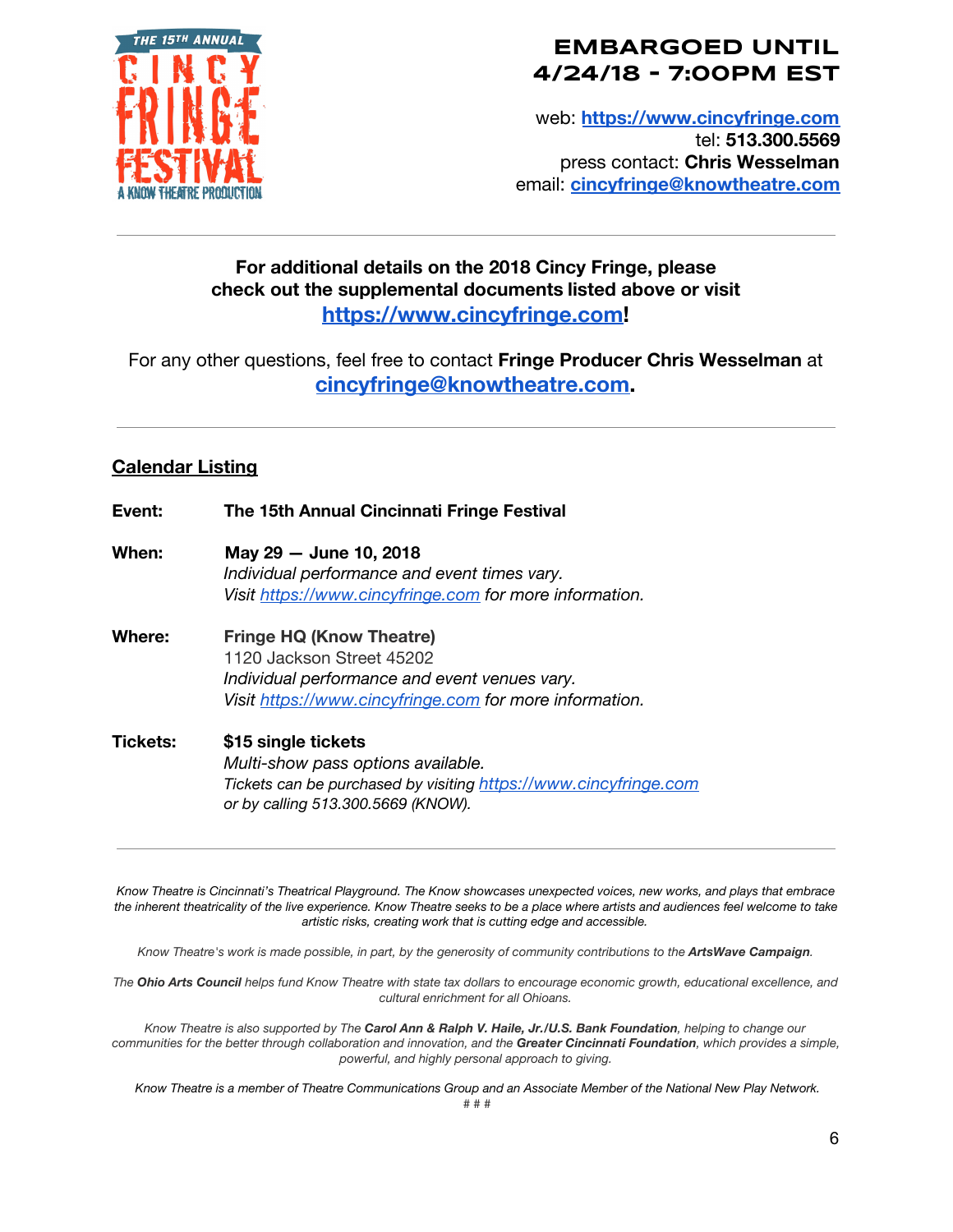THE 15TH ANNUAL CINCY FRINGE FESTIVAL

A KNOW THEATRE PRODUCTION

**EMBARGOED UNTIL 4/24/18 - 7:00PM EST**

web: **https://www.cincyfringe.com**
tel: **513.300.5569**
press contact: **Chris Wesselman**
email: **cincyfringe@knowtheatre.com**

---

**For additional details on the 2018 Cincy Fringe, please check out the supplemental documents listed above or visit https://www.cincyfringe.com!**

For any other questions, feel free to contact **Fringe Producer Chris Wesselman** at **cincyfringe@knowtheatre.com.**

---

## Calendar Listing

**Event:** **The 15th Annual Cincinnati Fringe Festival**

**When:** **May 29 — June 10, 2018**
*Individual performance and event times vary.*
*Visit https://www.cincyfringe.com for more information.*

**Where:** **Fringe HQ (Know Theatre)**
1120 Jackson Street 45202
*Individual performance and event venues vary.*
*Visit https://www.cincyfringe.com for more information.*

**Tickets:** **$15 single tickets**
*Multi-show pass options available.*
*Tickets can be purchased by visiting https://www.cincyfringe.com or by calling 513.300.5669 (KNOW).*

---

*Know Theatre is Cincinnati's Theatrical Playground. The Know showcases unexpected voices, new works, and plays that embrace the inherent theatricality of the live experience. Know Theatre seeks to be a place where artists and audiences feel welcome to take artistic risks, creating work that is cutting edge and accessible.*

*Know Theatre's work is made possible, in part, by the generosity of community contributions to the* ***ArtsWave Campaign****.*

*The* ***Ohio Arts Council*** *helps fund Know Theatre with state tax dollars to encourage economic growth, educational excellence, and cultural enrichment for all Ohioans.*

*Know Theatre is also supported by The* ***Carol Ann & Ralph V. Haile, Jr./U.S. Bank Foundation****, helping to change our communities for the better through collaboration and innovation, and the* ***Greater Cincinnati Foundation****, which provides a simple, powerful, and highly personal approach to giving.*

*Know Theatre is a member of Theatre Communications Group and an Associate Member of the National New Play Network.*

# # #